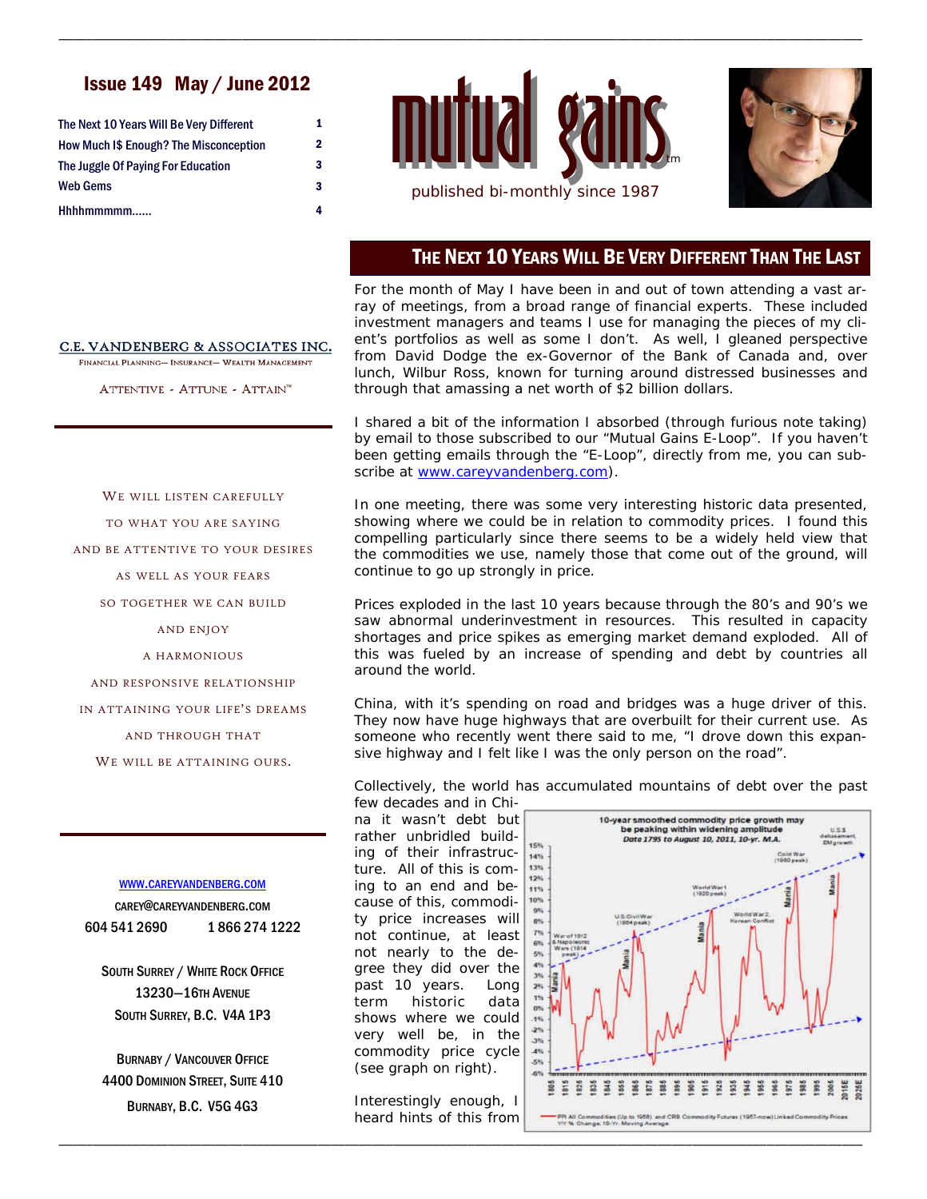## Issue 149 May / June 2012

| | |
|---|---|
| The Next 10 Years Will Be Very Different | 1 |
| How Much I$ Enough? The Misconception | 2 |
| The Juggle Of Paying For Education | 3 |
| Web Gems | 3 |
| Hhhhmmmmm...... | 4 |

# mutual gains™

published bi-monthly since 1987

**C.E. VANDENBERG & ASSOCIATES INC.**

Financial Planning— Insurance— Wealth Management

Attentive - Attune - Attain™

We will listen carefully to what you are saying and be attentive to your desires as well as your fears so together we can build and enjoy a harmonious and responsive relationship in attaining your life's dreams and through that we will be attaining ours.

WWW.CAREYVANDENBERG.COM

CAREY@CAREYVANDENBERG.COM

604 541 2690 1 866 274 1222

South Surrey / White Rock Office
13230—16th Avenue
South Surrey, B.C. V4A 1P3

Burnaby / Vancouver Office
4400 Dominion Street, Suite 410
Burnaby, B.C. V5G 4G3

## The Next 10 Years Will Be Very Different Than The Last

For the month of May I have been in and out of town attending a vast array of meetings, from a broad range of financial experts. These included investment managers and teams I use for managing the pieces of my client's portfolios as well as some I don't. As well, I gleaned perspective from David Dodge the ex-Governor of the Bank of Canada and, over lunch, Wilbur Ross, known for turning around distressed businesses and through that amassing a net worth of $2 billion dollars.

I shared a bit of the information I absorbed (through furious note taking) by email to those subscribed to our "Mutual Gains E-Loop". If you haven't been getting emails through the "E-Loop", directly from me, you can subscribe at www.careyvandenberg.com).

In one meeting, there was some very interesting historic data presented, showing where we could be in relation to commodity prices. I found this compelling particularly since there seems to be a widely held view that the commodities we use, namely those that come out of the ground, will continue to go up strongly in price.

Prices exploded in the last 10 years because through the 80's and 90's we saw abnormal underinvestment in resources. This resulted in capacity shortages and price spikes as emerging market demand exploded. All of this was fueled by an increase of spending and debt by countries all around the world.

China, with it's spending on road and bridges was a huge driver of this. They now have huge highways that are overbuilt for their current use. As someone who recently went there said to me, "I drove down this expansive highway and I felt like I was the only person on the road".

Collectively, the world has accumulated mountains of debt over the past few decades and in China it wasn't debt but rather unbridled building of their infrastructure. All of this is coming to an end and because of this, commodity price increases will not continue, at least not nearly to the degree they did over the past 10 years. Long term historic data shows where we could very well be, in the commodity price cycle (see graph on right).

10-year smoothed commodity price growth may be peaking within widening amplitude
*Data 1795 to August 10, 2011, 10-yr. M.A.*

PPI All Commodities (Up to 1956) and CRB Commodity Futures (1957-now) Linked Commodity Prices Y/Y % Change, 10-Yr. Moving Average

Interestingly enough, I heard hints of this from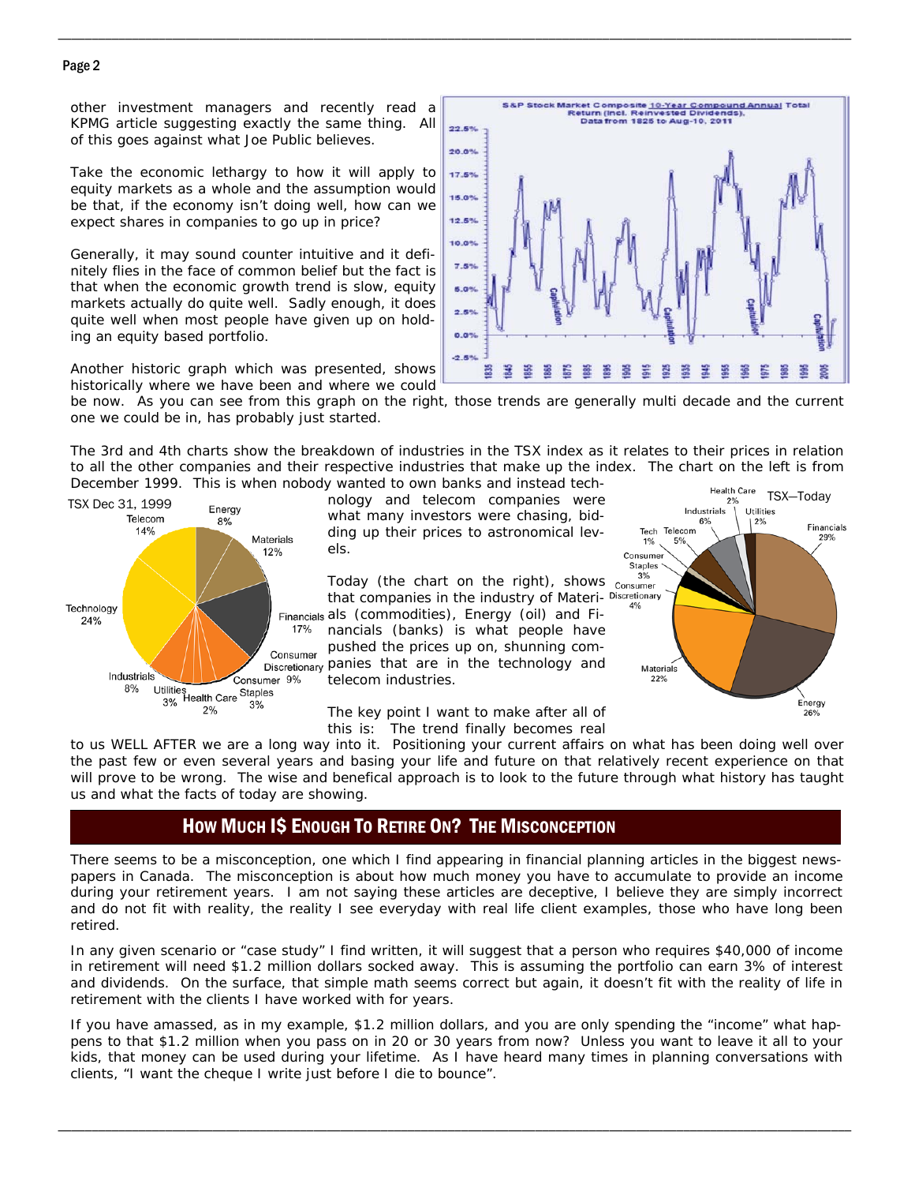other investment managers and recently read a KPMG article suggesting exactly the same thing. All of this goes against what Joe Public believes.

Take the economic lethargy to how it will apply to equity markets as a whole and the assumption would be that, if the economy isn't doing well, how can we expect shares in companies to go up in price?

Generally, it may sound counter intuitive and it definitely flies in the face of common belief but the fact is that when the economic growth trend is slow, equity markets actually do quite well. Sadly enough, it does quite well when most people have given up on holding an equity based portfolio.

Another historic graph which was presented, shows historically where we have been and where we could be now. As you can see from this graph on the right, those trends are generally multi decade and the current one we could be in, has probably just started.

The 3rd and 4th charts show the breakdown of industries in the TSX index as it relates to their prices in relation to all the other companies and their respective industries that make up the index. The chart on the left is from December 1999. This is when nobody wanted to own banks and instead technology and telecom companies were what many investors were chasing, bidding up their prices to astronomical levels.

Today (the chart on the right), shows that companies in the industry of Materials (commodities), Energy (oil) and Financials (banks) is what people have pushed the prices up on, shunning companies that are in the technology and telecom industries.

The key point I want to make after all of this is: The trend finally becomes real to us WELL AFTER we are a long way into it. Positioning your current affairs on what has been doing well over the past few or even several years and basing your life and future on that relatively recent experience on that will prove to be wrong. The wise and benefical approach is to look to the future through what history has taught us and what the facts of today are showing.

## How Much I$ Enough To Retire On? The Misconception

There seems to be a misconception, one which I find appearing in financial planning articles in the biggest newspapers in Canada. The misconception is about how much money you have to accumulate to provide an income during your retirement years. I am not saying these articles are deceptive, I believe they are simply incorrect and do not fit with reality, the reality I see everyday with real life client examples, those who have long been retired.

In any given scenario or "case study" I find written, it will suggest that a person who requires $40,000 of income in retirement will need $1.2 million dollars socked away. This is assuming the portfolio can earn 3% of interest and dividends. On the surface, that simple math seems correct but again, it doesn't fit with the reality of life in retirement with the clients I have worked with for years.

If you have amassed, as in my example, $1.2 million dollars, and you are only spending the "income" what happens to that $1.2 million when you pass on in 20 or 30 years from now? Unless you want to leave it all to your kids, that money can be used during your lifetime. As I have heard many times in planning conversations with clients, "I want the cheque I write just before I die to bounce".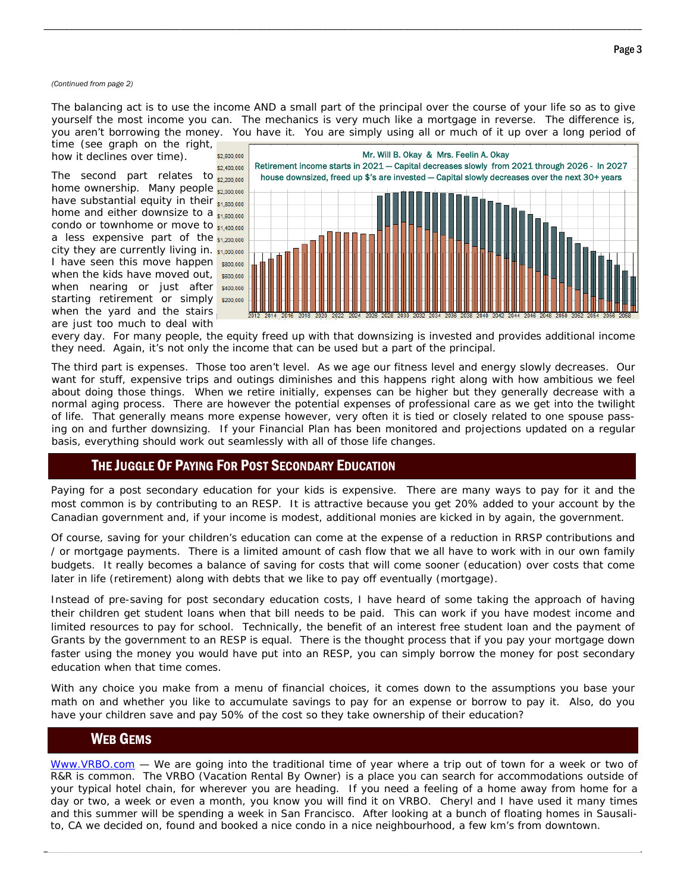*(Continued from page 2)*

The balancing act is to use the income AND a small part of the principal over the course of your life so as to give yourself the most income you can. The mechanics is very much like a mortgage in reverse. The difference is, you aren't borrowing the money. You have it. You are simply using all or much of it up over a long period of time (see graph on the right, how it declines over time).

The second part relates to home ownership. Many people have substantial equity in their home and either downsize to a condo or townhome or move to a less expensive part of the city they are currently living in. I have seen this move happen when the kids have moved out, when nearing or just after starting retirement or simply when the yard and the stairs are just too much to deal with every day. For many people, the equity freed up with that downsizing is invested and provides additional income they need. Again, it's not only the income that can be used but a part of the principal.

The third part is expenses. Those too aren't level. As we age our fitness level and energy slowly decreases. Our want for stuff, expensive trips and outings diminishes and this happens right along with how ambitious we feel about doing those things. When we retire initially, expenses can be higher but they generally decrease with a normal aging process. There are however the potential expenses of professional care as we get into the twilight of life. That generally means more expense however, very often it is tied or closely related to one spouse passing on and further downsizing. If your Financial Plan has been monitored and projections updated on a regular basis, everything should work out seamlessly with all of those life changes.

## The Juggle Of Paying For Post Secondary Education

Paying for a post secondary education for your kids is expensive. There are many ways to pay for it and the most common is by contributing to an RESP. It is attractive because you get 20% added to your account by the Canadian government and, if your income is modest, additional monies are kicked in by again, the government.

Of course, saving for your children's education can come at the expense of a reduction in RRSP contributions and / or mortgage payments. There is a limited amount of cash flow that we all have to work with in our own family budgets. It really becomes a balance of saving for costs that will come sooner (education) over costs that come later in life (retirement) along with debts that we like to pay off eventually (mortgage).

Instead of pre-saving for post secondary education costs, I have heard of some taking the approach of having their children get student loans when that bill needs to be paid. This can work if you have modest income and limited resources to pay for school. Technically, the benefit of an interest free student loan and the payment of Grants by the government to an RESP is equal. There is the thought process that if you pay your mortgage down faster using the money you would have put into an RESP, you can simply borrow the money for post secondary education when that time comes.

With any choice you make from a menu of financial choices, it comes down to the assumptions you base your math on and whether you like to accumulate savings to pay for an expense or borrow to pay it. Also, do you have your children save and pay 50% of the cost so they take ownership of their education?

## Web Gems

Www.VRBO.com — We are going into the traditional time of year where a trip out of town for a week or two of R&R is common. The VRBO (Vacation Rental By Owner) is a place you can search for accommodations outside of your typical hotel chain, for wherever you are heading. If you need a feeling of a home away from home for a day or two, a week or even a month, you know you will find it on VRBO. Cheryl and I have used it many times and this summer will be spending a week in San Francisco. After looking at a bunch of floating homes in Sausalito, CA we decided on, found and booked a nice condo in a nice neighbourhood, a few km's from downtown.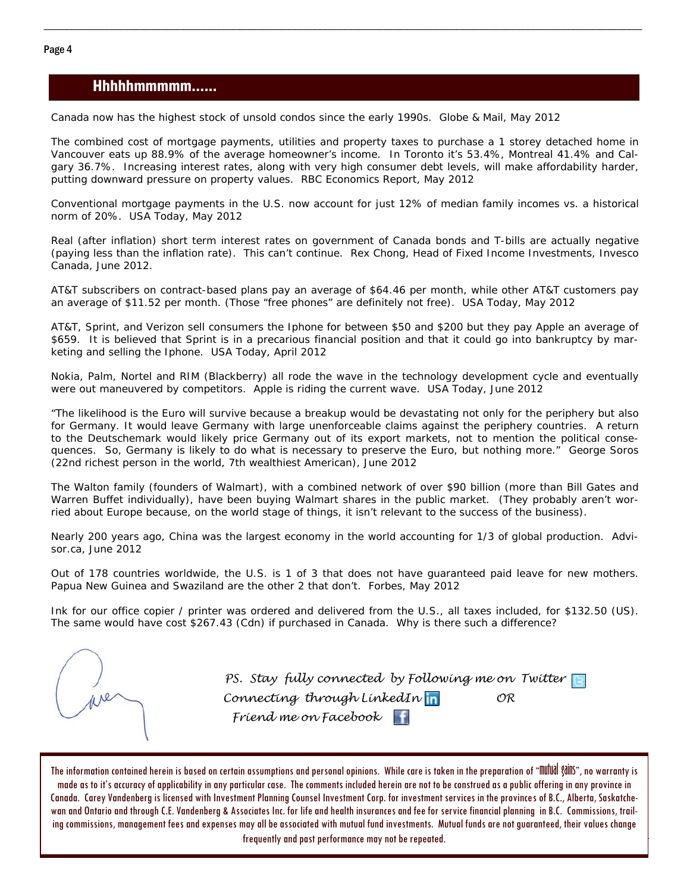## Hhhhhmmmmm......

Canada now has the highest stock of unsold condos since the early 1990s. Globe & Mail, May 2012

The combined cost of mortgage payments, utilities and property taxes to purchase a 1 storey detached home in Vancouver eats up 88.9% of the average homeowner's income. In Toronto it's 53.4%, Montreal 41.4% and Calgary 36.7%. Increasing interest rates, along with very high consumer debt levels, will make affordability harder, putting downward pressure on property values. RBC Economics Report, May 2012

Conventional mortgage payments in the U.S. now account for just 12% of median family incomes vs. a historical norm of 20%. USA Today, May 2012

Real (after inflation) short term interest rates on government of Canada bonds and T-bills are actually negative (paying less than the inflation rate). This can't continue. Rex Chong, Head of Fixed Income Investments, Invesco Canada, June 2012.

AT&T subscribers on contract-based plans pay an average of $64.46 per month, while other AT&T customers pay an average of $11.52 per month. (Those "free phones" are definitely not free). USA Today, May 2012

AT&T, Sprint, and Verizon sell consumers the Iphone for between $50 and $200 but they pay Apple an average of $659. It is believed that Sprint is in a precarious financial position and that it could go into bankruptcy by marketing and selling the Iphone. USA Today, April 2012

Nokia, Palm, Nortel and RIM (Blackberry) all rode the wave in the technology development cycle and eventually were out maneuvered by competitors. Apple is riding the current wave. USA Today, June 2012

"The likelihood is the Euro will survive because a breakup would be devastating not only for the periphery but also for Germany. It would leave Germany with large unenforceable claims against the periphery countries. A return to the Deutschemark would likely price Germany out of its export markets, not to mention the political consequences. So, Germany is likely to do what is necessary to preserve the Euro, but nothing more." George Soros (22nd richest person in the world, 7th wealthiest American), June 2012

The Walton family (founders of Walmart), with a combined network of over $90 billion (more than Bill Gates and Warren Buffet individually), have been buying Walmart shares in the public market. (They probably aren't worried about Europe because, on the world stage of things, it isn't relevant to the success of the business).

Nearly 200 years ago, China was the largest economy in the world accounting for 1/3 of global production. Advisor.ca, June 2012

Out of 178 countries worldwide, the U.S. is 1 of 3 that does not have guaranteed paid leave for new mothers. Papua New Guinea and Swaziland are the other 2 that don't. Forbes, May 2012

Ink for our office copier / printer was ordered and delivered from the U.S., all taxes included, for $132.50 (US). The same would have cost $267.43 (Cdn) if purchased in Canada. Why is there such a difference?

*PS. Stay fully connected by Following me on Twitter*
*Connecting through LinkedIn OR*
*Friend me on Facebook*

The information contained herein is based on certain assumptions and personal opinions. While care is taken in the preparation of "mutual gains", no warranty is made as to it's accuracy of applicability in any particular case. The comments included herein are not to be construed as a public offering in any province in Canada. Carey Vandenberg is licensed with Investment Planning Counsel Investment Corp. for investment services in the provinces of B.C., Alberta, Saskatchewan and Ontario and through C.E. Vandenberg & Associates Inc. for life and health insurances and fee for service financial planning in B.C. Commissions, trailing commissions, management fees and expenses may all be associated with mutual fund investments. Mutual funds are not guaranteed, their values change frequently and past performance may not be repeated.